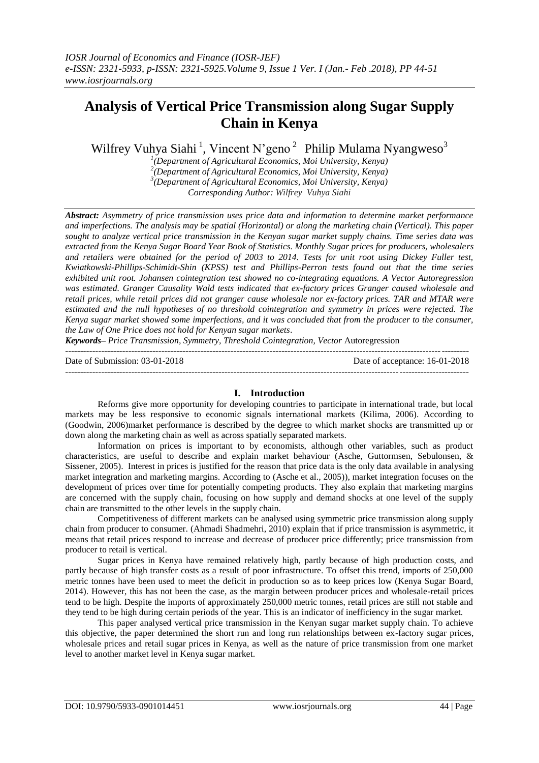# Analysis of Vertical Price Transmission along Sugar Supply Chain in Kenya

Wilfrey Vuhya Siahi [1], Vincent N'geno [2] Philip Mulama Nyangweso[3]

[1](Department of Agricultural Economics, Moi University, Kenya)
[2](Department of Agricultural Economics, Moi University, Kenya)
[3](Department of Agricultural Economics, Moi University, Kenya)
*Corresponding Author: Wilfrey Vuhya Siahi*

***Abstract:*** *Asymmetry of price transmission uses price data and information to determine market performance and imperfections. The analysis may be spatial (Horizontal) or along the marketing chain (Vertical). This paper sought to analyze vertical price transmission in the Kenyan sugar market supply chains. Time series data was extracted from the Kenya Sugar Board Year Book of Statistics. Monthly Sugar prices for producers, wholesalers and retailers were obtained for the period of 2003 to 2014. Tests for unit root using Dickey Fuller test, Kwiatkowski-Phillips-Schimidt-Shin (KPSS) test and Phillips-Perron tests found out that the time series exhibited unit root. Johansen cointegration test showed no co-integrating equations. A Vector Autoregression was estimated. Granger Causality Wald tests indicated that ex-factory prices Granger caused wholesale and retail prices, while retail prices did not granger cause wholesale nor ex-factory prices. TAR and MTAR were estimated and the null hypotheses of no threshold cointegration and symmetry in prices were rejected. The Kenya sugar market showed some imperfections, and it was concluded that from the producer to the consumer, the Law of One Price does not hold for Kenyan sugar markets.*

***Keywords****– Price Transmission, Symmetry, Threshold Cointegration, Vector* Autoregression

---

Date of Submission: 03-01-2018 Date of acceptance: 16-01-2018

---

## I. Introduction

Reforms give more opportunity for developing countries to participate in international trade, but local markets may be less responsive to economic signals international markets (Kilima, 2006). According to (Goodwin, 2006)market performance is described by the degree to which market shocks are transmitted up or down along the marketing chain as well as across spatially separated markets.

Information on prices is important to by economists, although other variables, such as product characteristics, are useful to describe and explain market behaviour (Asche, Guttormsen, Sebulonsen, & Sissener, 2005). Interest in prices is justified for the reason that price data is the only data available in analysing market integration and marketing margins. According to (Asche et al., 2005)), market integration focuses on the development of prices over time for potentially competing products. They also explain that marketing margins are concerned with the supply chain, focusing on how supply and demand shocks at one level of the supply chain are transmitted to the other levels in the supply chain.

Competitiveness of different markets can be analysed using symmetric price transmission along supply chain from producer to consumer. (Ahmadi Shadmehri, 2010) explain that if price transmission is asymmetric, it means that retail prices respond to increase and decrease of producer price differently; price transmission from producer to retail is vertical.

Sugar prices in Kenya have remained relatively high, partly because of high production costs, and partly because of high transfer costs as a result of poor infrastructure. To offset this trend, imports of 250,000 metric tonnes have been used to meet the deficit in production so as to keep prices low (Kenya Sugar Board, 2014). However, this has not been the case, as the margin between producer prices and wholesale-retail prices tend to be high. Despite the imports of approximately 250,000 metric tonnes, retail prices are still not stable and they tend to be high during certain periods of the year. This is an indicator of inefficiency in the sugar market.

This paper analysed vertical price transmission in the Kenyan sugar market supply chain. To achieve this objective, the paper determined the short run and long run relationships between ex-factory sugar prices, wholesale prices and retail sugar prices in Kenya, as well as the nature of price transmission from one market level to another market level in Kenya sugar market.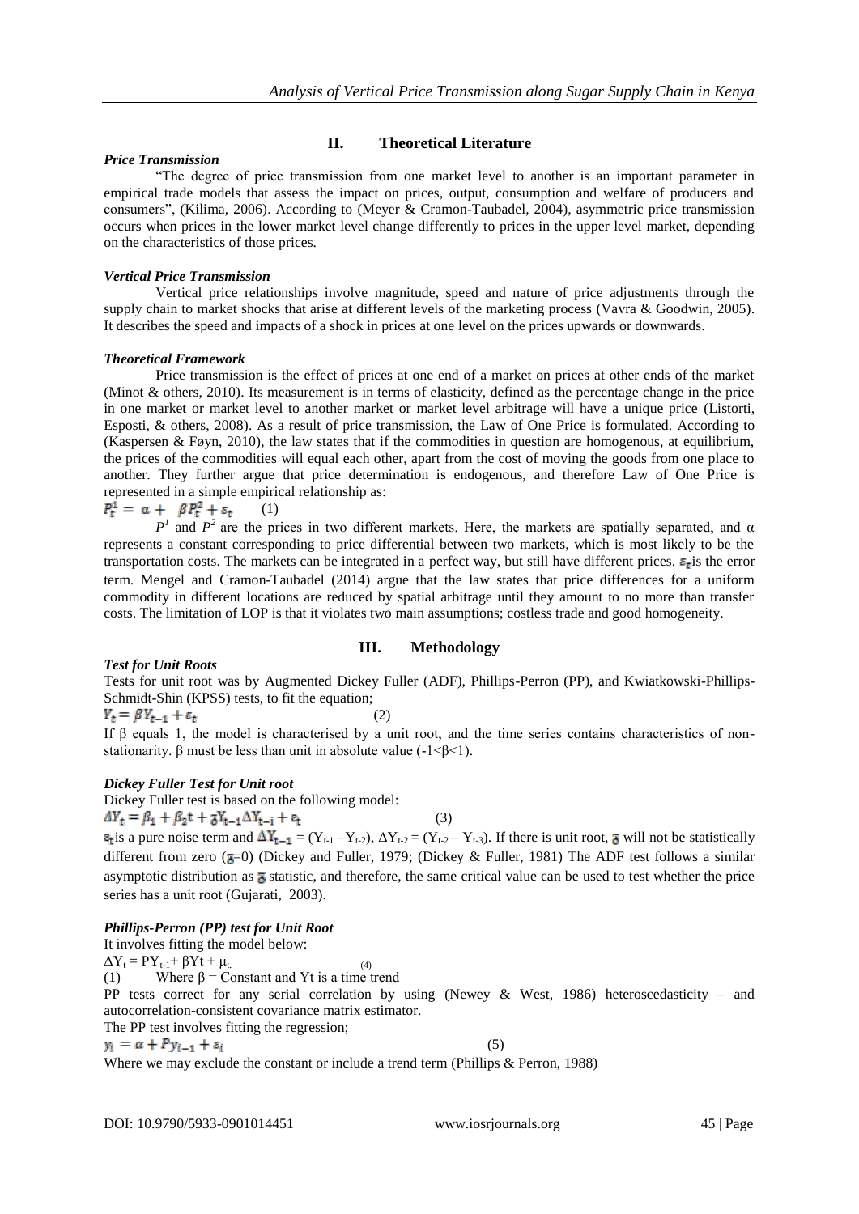## II. Theoretical Literature

### *Price Transmission*

"The degree of price transmission from one market level to another is an important parameter in empirical trade models that assess the impact on prices, output, consumption and welfare of producers and consumers", (Kilima, 2006). According to (Meyer & Cramon-Taubadel, 2004), asymmetric price transmission occurs when prices in the lower market level change differently to prices in the upper level market, depending on the characteristics of those prices.

### *Vertical Price Transmission*

Vertical price relationships involve magnitude, speed and nature of price adjustments through the supply chain to market shocks that arise at different levels of the marketing process (Vavra & Goodwin, 2005). It describes the speed and impacts of a shock in prices at one level on the prices upwards or downwards.

### *Theoretical Framework*

Price transmission is the effect of prices at one end of a market on prices at other ends of the market (Minot & others, 2010). Its measurement is in terms of elasticity, defined as the percentage change in the price in one market or market level to another market or market level arbitrage will have a unique price (Listorti, Esposti, & others, 2008). As a result of price transmission, the Law of One Price is formulated. According to (Kaspersen & Føyn, 2010), the law states that if the commodities in question are homogenous, at equilibrium, the prices of the commodities will equal each other, apart from the cost of moving the goods from one place to another. They further argue that price determination is endogenous, and therefore Law of One Price is represented in a simple empirical relationship as:

$$P_t^1 = \alpha + \beta P_t^2 + \varepsilon_t \qquad (1)$$

$P^1$ and $P^2$ are the prices in two different markets. Here, the markets are spatially separated, and $\alpha$ represents a constant corresponding to price differential between two markets, which is most likely to be the transportation costs. The markets can be integrated in a perfect way, but still have different prices. $\varepsilon_t$ is the error term. Mengel and Cramon-Taubadel (2014) argue that the law states that price differences for a uniform commodity in different locations are reduced by spatial arbitrage until they amount to no more than transfer costs. The limitation of LOP is that it violates two main assumptions; costless trade and good homogeneity.

## III. Methodology

### *Test for Unit Roots*

Tests for unit root was by Augmented Dickey Fuller (ADF), Phillips-Perron (PP), and Kwiatkowski-Phillips-Schmidt-Shin (KPSS) tests, to fit the equation;

$$Y_t = \beta Y_{t-1} + \varepsilon_t \qquad (2)$$

If β equals 1, the model is characterised by a unit root, and the time series contains characteristics of non-stationarity. β must be less than unit in absolute value ($-1<\beta<1$).

### *Dickey Fuller Test for Unit root*

Dickey Fuller test is based on the following model:

$$\Delta Y_t = \beta_1 + \beta_2 t + \delta Y_{t-1} \Delta Y_{t-i} + e_t \qquad (3)$$

$e_t$ is a pure noise term and $\Delta Y_{t-1} = (Y_{t-1} - Y_{t-2})$, $\Delta Y_{t-2} = (Y_{t-2} - Y_{t-3})$. If there is unit root, $\delta$ will not be statistically different from zero ($\delta=0$) (Dickey and Fuller, 1979; (Dickey & Fuller, 1981) The ADF test follows a similar asymptotic distribution as $\delta$ statistic, and therefore, the same critical value can be used to test whether the price series has a unit root (Gujarati, 2003).

### *Phillips-Perron (PP) test for Unit Root*

It involves fitting the model below:

$$\Delta Y_t = PY_{t-1} + \beta Yt + \mu_t \qquad (4)$$

(1) Where β = Constant and Yt is a time trend

PP tests correct for any serial correlation by using (Newey & West, 1986) heteroscedasticity – and autocorrelation-consistent covariance matrix estimator.

The PP test involves fitting the regression;

$$y_i = \alpha + P y_{i-1} + \varepsilon_i \qquad (5)$$

Where we may exclude the constant or include a trend term (Phillips & Perron, 1988)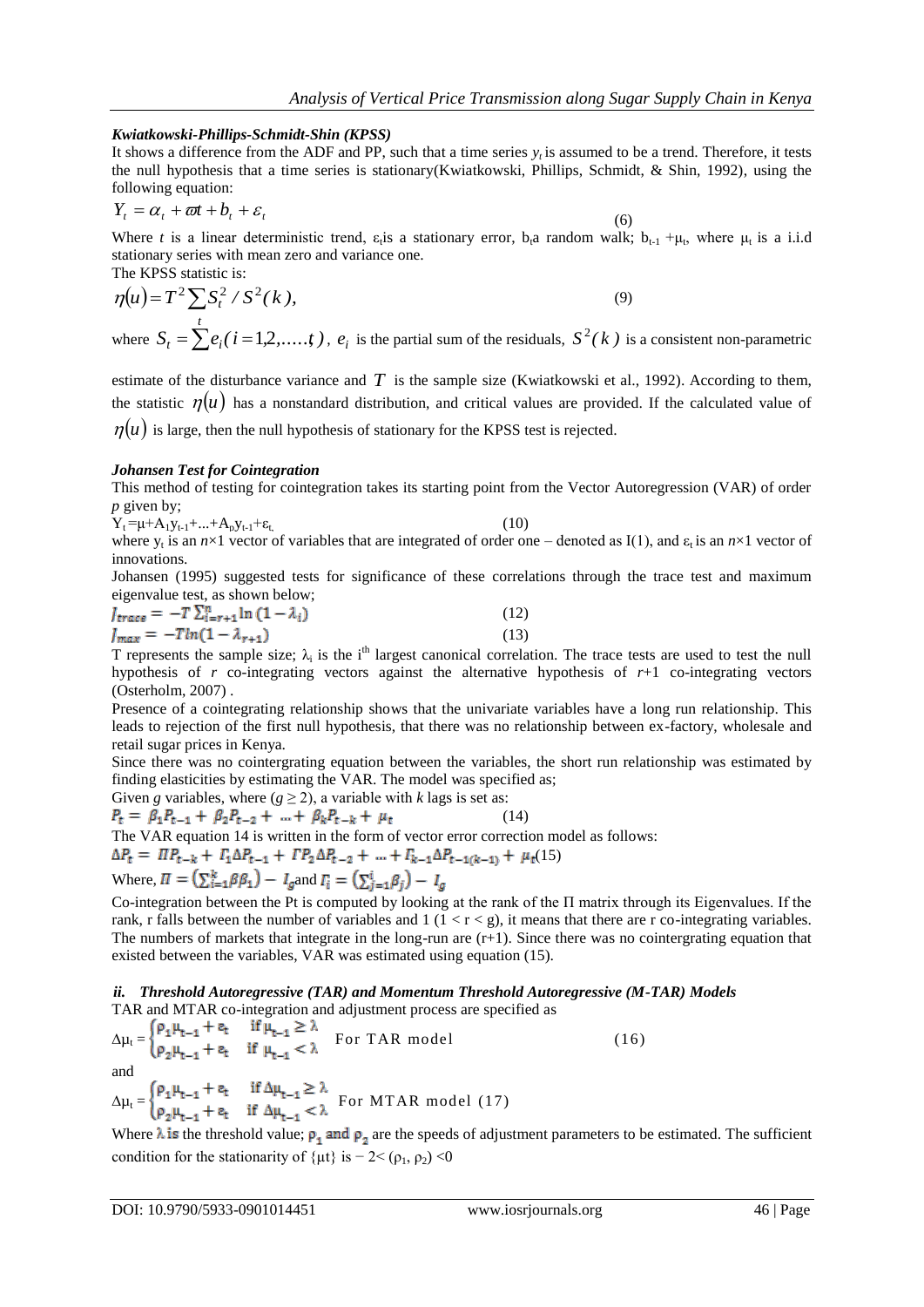***Kwiatkowski-Phillips-Schmidt-Shin (KPSS)***

It shows a difference from the ADF and PP, such that a time series $y_t$ is assumed to be a trend. Therefore, it tests the null hypothesis that a time series is stationary(Kwiatkowski, Phillips, Schmidt, & Shin, 1992), using the following equation:

$$Y_t = \alpha_t + \varpi t + b_t + \varepsilon_t \tag{6}$$

Where $t$ is a linear deterministic trend, $\varepsilon_t$is a stationary error, $b_t$a random walk; $b_{t-1} + \mu_t$, where $\mu_t$ is a i.i.d stationary series with mean zero and variance one.

The KPSS statistic is:

$$\eta(u) = T^2 \sum_t S_t^2 / S^2(k), \tag{9}$$

where $S_t = \sum^t e_i (i = 1,2,.....,t)$, $e_i$ is the partial sum of the residuals, $S^2(k)$ is a consistent non-parametric estimate of the disturbance variance and $T$ is the sample size (Kwiatkowski et al., 1992). According to them, the statistic $\eta(u)$ has a nonstandard distribution, and critical values are provided. If the calculated value of $\eta(u)$ is large, then the null hypothesis of stationary for the KPSS test is rejected.

***Johansen Test for Cointegration***

This method of testing for cointegration takes its starting point from the Vector Autoregression (VAR) of order $p$ given by;

$$Y_t = \mu + A_1 y_{t-1} + ... + A_p y_{t-1} + \varepsilon_t \tag{10}$$

where $y_t$ is an $n$×1 vector of variables that are integrated of order one – denoted as I(1), and $\varepsilon_t$ is an $n$×1 vector of innovations.

Johansen (1995) suggested tests for significance of these correlations through the trace test and maximum eigenvalue test, as shown below;

$$J_{trace} = -T \sum_{i=r+1}^{n} \ln(1 - \lambda_i) \tag{12}$$

$$J_{max} = -T \ln(1 - \lambda_{r+1}) \tag{13}$$

T represents the sample size; $\lambda_i$ is the i[th] largest canonical correlation. The trace tests are used to test the null hypothesis of $r$ co-integrating vectors against the alternative hypothesis of $r$+1 co-integrating vectors (Osterholm, 2007) .

Presence of a cointegrating relationship shows that the univariate variables have a long run relationship. This leads to rejection of the first null hypothesis, that there was no relationship between ex-factory, wholesale and retail sugar prices in Kenya.

Since there was no cointergrating equation between the variables, the short run relationship was estimated by finding elasticities by estimating the VAR. The model was specified as;

Given $g$ variables, where ($g \geq 2$), a variable with $k$ lags is set as:

$$P_t = \beta_1 P_{t-1} + \beta_2 P_{t-2} + ... + \beta_k P_{t-k} + \mu_t \tag{14}$$

The VAR equation 14 is written in the form of vector error correction model as follows:

$$\Delta P_t = \Pi P_{t-k} + \Gamma_1 \Delta P_{t-1} + \Gamma P_2 \Delta P_{t-2} + ... + \Gamma_{k-1} \Delta P_{t-1(k-1)} + \mu_t \tag{15}$$

Where, $\Pi = \left(\sum_{i=1}^{k} \beta\beta_1\right) - I_g$and $\Gamma_i = \left(\sum_{j=1}^{i} \beta_j\right) - I_g$

Co-integration between the Pt is computed by looking at the rank of the Π matrix through its Eigenvalues. If the rank, r falls between the number of variables and 1 ($1 < r < g$), it means that there are r co-integrating variables. The numbers of markets that integrate in the long-run are (r+1). Since there was no cointergrating equation that existed between the variables, VAR was estimated using equation (15).

### *ii. Threshold Autoregressive (TAR) and Momentum Threshold Autoregressive (M-TAR) Models*

TAR and MTAR co-integration and adjustment process are specified as

$$\Delta\mu_t = \begin{cases} \rho_1 \mu_{t-1} + e_t & \text{if } \mu_{t-1} \geq \lambda \\ \rho_2 \mu_{t-1} + e_t & \text{if } \mu_{t-1} < \lambda \end{cases} \quad \text{For TAR model} \tag{16}$$

and

$$\Delta\mu_t = \begin{cases} \rho_1 \mu_{t-1} + e_t & \text{if } \Delta\mu_{t-1} \geq \lambda \\ \rho_2 \mu_{t-1} + e_t & \text{if } \Delta\mu_{t-1} < \lambda \end{cases} \quad \text{For MTAR model} \tag{17}$$

Where $\lambda$ is the threshold value; $\rho_1$ and $\rho_2$ are the speeds of adjustment parameters to be estimated. The sufficient condition for the stationarity of {μt} is $-2 < (\rho_1, \rho_2) < 0$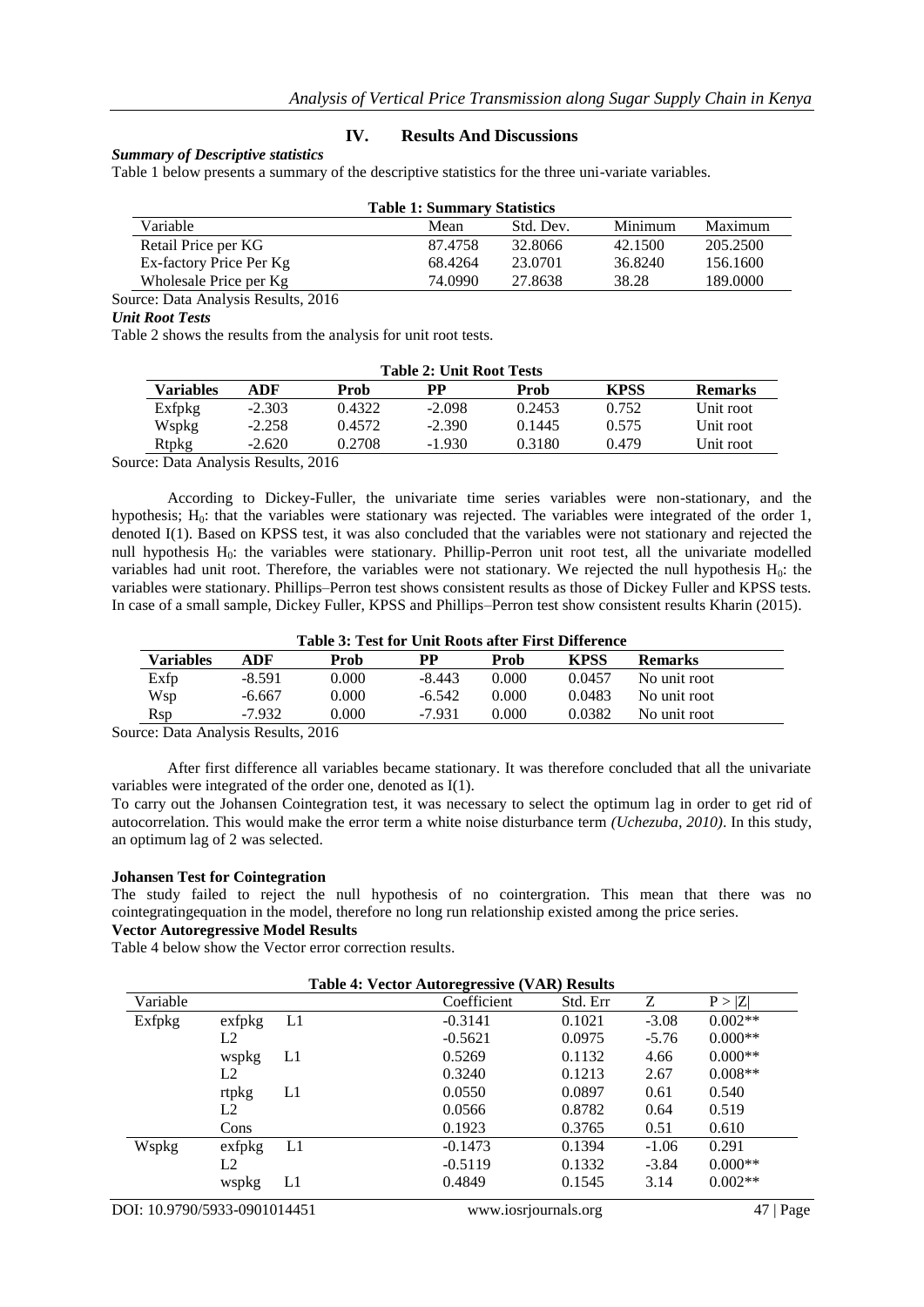## IV. Results And Discussions

### *Summary of Descriptive statistics*

Table 1 below presents a summary of the descriptive statistics for the three uni-variate variables.

**Table 1: Summary Statistics**

| Variable | Mean | Std. Dev. | Minimum | Maximum |
|---|---|---|---|---|
| Retail Price per KG | 87.4758 | 32.8066 | 42.1500 | 205.2500 |
| Ex-factory Price Per Kg | 68.4264 | 23.0701 | 36.8240 | 156.1600 |
| Wholesale Price per Kg | 74.0990 | 27.8638 | 38.28 | 189.0000 |

Source: Data Analysis Results, 2016

### *Unit Root Tests*

Table 2 shows the results from the analysis for unit root tests.

**Table 2: Unit Root Tests**

| Variables | ADF | Prob | PP | Prob | KPSS | Remarks |
|---|---|---|---|---|---|---|
| Exfpkg | -2.303 | 0.4322 | -2.098 | 0.2453 | 0.752 | Unit root |
| Wspkg | -2.258 | 0.4572 | -2.390 | 0.1445 | 0.575 | Unit root |
| Rtpkg | -2.620 | 0.2708 | -1.930 | 0.3180 | 0.479 | Unit root |

Source: Data Analysis Results, 2016

According to Dickey-Fuller, the univariate time series variables were non-stationary, and the hypothesis; $H_0$: that the variables were stationary was rejected. The variables were integrated of the order 1, denoted I(1). Based on KPSS test, it was also concluded that the variables were not stationary and rejected the null hypothesis $H_0$: the variables were stationary. Phillip-Perron unit root test, all the univariate modelled variables had unit root. Therefore, the variables were not stationary. We rejected the null hypothesis $H_0$: the variables were stationary. Phillips–Perron test shows consistent results as those of Dickey Fuller and KPSS tests. In case of a small sample, Dickey Fuller, KPSS and Phillips–Perron test show consistent results Kharin (2015).

**Table 3: Test for Unit Roots after First Difference**

| Variables | ADF | Prob | PP | Prob | KPSS | Remarks |
|---|---|---|---|---|---|---|
| Exfp | -8.591 | 0.000 | -8.443 | 0.000 | 0.0457 | No unit root |
| Wsp | -6.667 | 0.000 | -6.542 | 0.000 | 0.0483 | No unit root |
| Rsp | -7.932 | 0.000 | -7.931 | 0.000 | 0.0382 | No unit root |

Source: Data Analysis Results, 2016

After first difference all variables became stationary. It was therefore concluded that all the univariate variables were integrated of the order one, denoted as I(1).

To carry out the Johansen Cointegration test, it was necessary to select the optimum lag in order to get rid of autocorrelation. This would make the error term a white noise disturbance term *(Uchezuba, 2010)*. In this study, an optimum lag of 2 was selected.

### Johansen Test for Cointegration

The study failed to reject the null hypothesis of no cointergration. This mean that there was no cointegratingequation in the model, therefore no long run relationship existed among the price series.

### Vector Autoregressive Model Results

Table 4 below show the Vector error correction results.

**Table 4: Vector Autoregressive (VAR) Results**

| Variable | | | Coefficient | Std. Err | Z | P > \|Z\| |
|---|---|---|---|---|---|---|
| Exfpkg | exfpkg | L1 | -0.3141 | 0.1021 | -3.08 | 0.002** |
| | L2 | | -0.5621 | 0.0975 | -5.76 | 0.000** |
| | wspkg | L1 | 0.5269 | 0.1132 | 4.66 | 0.000** |
| | L2 | | 0.3240 | 0.1213 | 2.67 | 0.008** |
| | rtpkg | L1 | 0.0550 | 0.0897 | 0.61 | 0.540 |
| | L2 | | 0.0566 | 0.8782 | 0.64 | 0.519 |
| | Cons | | 0.1923 | 0.3765 | 0.51 | 0.610 |
| Wspkg | exfpkg | L1 | -0.1473 | 0.1394 | -1.06 | 0.291 |
| | L2 | | -0.5119 | 0.1332 | -3.84 | 0.000** |
| | wspkg | L1 | 0.4849 | 0.1545 | 3.14 | 0.002** |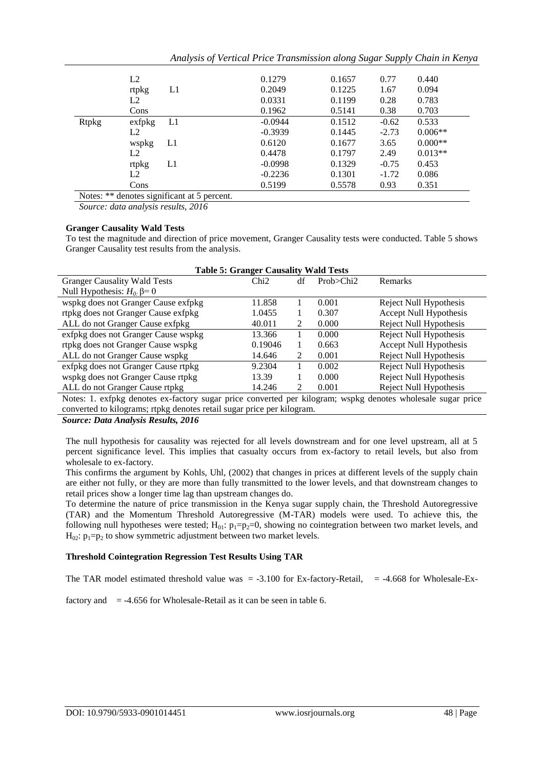| | | | | | | |
|---|---|---|---|---|---|---|
| | L2 | | 0.1279 | 0.1657 | 0.77 | 0.440 |
| | rtpkg | L1 | 0.2049 | 0.1225 | 1.67 | 0.094 |
| | L2 | | 0.0331 | 0.1199 | 0.28 | 0.783 |
| | Cons | | 0.1962 | 0.5141 | 0.38 | 0.703 |
| Rtpkg | exfpkg | L1 | -0.0944 | 0.1512 | -0.62 | 0.533 |
| | L2 | | -0.3939 | 0.1445 | -2.73 | 0.006** |
| | wspkg | L1 | 0.6120 | 0.1677 | 3.65 | 0.000** |
| | L2 | | 0.4478 | 0.1797 | 2.49 | 0.013** |
| | rtpkg | L1 | -0.0998 | 0.1329 | -0.75 | 0.453 |
| | L2 | | -0.2236 | 0.1301 | -1.72 | 0.086 |
| | Cons | | 0.5199 | 0.5578 | 0.93 | 0.351 |

Notes: ** denotes significant at 5 percent.

*Source: data analysis results, 2016*

**Granger Causality Wald Tests**

To test the magnitude and direction of price movement, Granger Causality tests were conducted. Table 5 shows Granger Causality test results from the analysis.

**Table 5: Granger Causality Wald Tests**

| Granger Causality Wald Tests<br>Null Hypothesis: $H_0$: $\beta = 0$ | Chi2 | df | Prob>Chi2 | Remarks |
|---|---|---|---|---|
| wspkg does not Granger Cause exfpkg | 11.858 | 1 | 0.001 | Reject Null Hypothesis |
| rtpkg does not Granger Cause exfpkg | 1.0455 | 1 | 0.307 | Accept Null Hypothesis |
| ALL do not Granger Cause exfpkg | 40.011 | 2 | 0.000 | Reject Null Hypothesis |
| exfpkg does not Granger Cause wspkg | 13.366 | 1 | 0.000 | Reject Null Hypothesis |
| rtpkg does not Granger Cause wspkg | 0.19046 | 1 | 0.663 | Accept Null Hypothesis |
| ALL do not Granger Cause wspkg | 14.646 | 2 | 0.001 | Reject Null Hypothesis |
| exfpkg does not Granger Cause rtpkg | 9.2304 | 1 | 0.002 | Reject Null Hypothesis |
| wspkg does not Granger Cause rtpkg | 13.39 | 1 | 0.000 | Reject Null Hypothesis |
| ALL do not Granger Cause rtpkg | 14.246 | 2 | 0.001 | Reject Null Hypothesis |

Notes: 1. exfpkg denotes ex-factory sugar price converted per kilogram; wspkg denotes wholesale sugar price converted to kilograms; rtpkg denotes retail sugar price per kilogram.

***Source: Data Analysis Results, 2016***

The null hypothesis for causality was rejected for all levels downstream and for one level upstream, all at 5 percent significance level. This implies that casualty occurs from ex-factory to retail levels, but also from wholesale to ex-factory.

This confirms the argument by Kohls, Uhl, (2002) that changes in prices at different levels of the supply chain are either not fully, or they are more than fully transmitted to the lower levels, and that downstream changes to retail prices show a longer time lag than upstream changes do.

To determine the nature of price transmission in the Kenya sugar supply chain, the Threshold Autoregressive (TAR) and the Momentum Threshold Autoregressive (M-TAR) models were used. To achieve this, the following null hypotheses were tested; $H_{01}$: $p_1=p_2=0$, showing no cointegration between two market levels, and $H_{02}$: $p_1=p_2$ to show symmetric adjustment between two market levels.

**Threshold Cointegration Regression Test Results Using TAR**

The TAR model estimated threshold value was = -3.100 for Ex-factory-Retail, = -4.668 for Wholesale-Ex-factory and = -4.656 for Wholesale-Retail as it can be seen in table 6.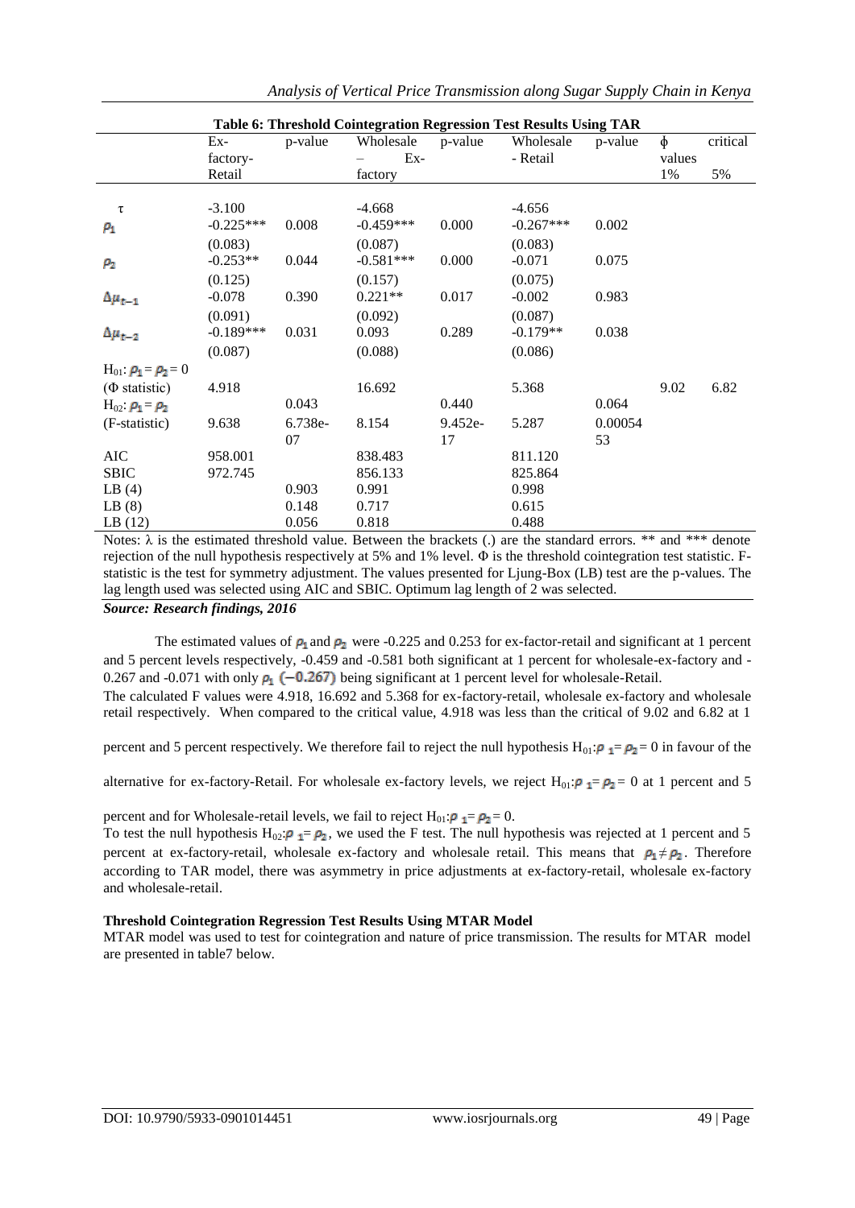**Table 6: Threshold Cointegration Regression Test Results Using TAR**

| | Ex-factory-Retail | p-value | Wholesale – Ex-factory | p-value | Wholesale - Retail | p-value | ϕ values 1% | critical 5% |
|---|---|---|---|---|---|---|---|---|
| τ | -3.100 | | -4.668 | | -4.656 | | | |
| $\rho_1$ | -0.225*** | 0.008 | -0.459*** | 0.000 | -0.267*** | 0.002 | | |
| | (0.083) | | (0.087) | | (0.083) | | | |
| $\rho_2$ | -0.253** | 0.044 | -0.581*** | 0.000 | -0.071 | 0.075 | | |
| | (0.125) | | (0.157) | | (0.075) | | | |
| $\Delta\mu_{t-1}$ | -0.078 | 0.390 | 0.221** | 0.017 | -0.002 | 0.983 | | |
| | (0.091) | | (0.092) | | (0.087) | | | |
| $\Delta\mu_{t-2}$ | -0.189*** | 0.031 | 0.093 | 0.289 | -0.179** | 0.038 | | |
| | (0.087) | | (0.088) | | (0.086) | | | |
| $H_{01}$: $\rho_1 = \rho_2 = 0$ | | | | | | | | |
| (Φ statistic) | 4.918 | | 16.692 | | 5.368 | | 9.02 | 6.82 |
| $H_{02}$: $\rho_1 = \rho_2$ | | 0.043 | | 0.440 | | 0.064 | | |
| (F-statistic) | 9.638 | 6.738e-07 | 8.154 | 9.452e-17 | 5.287 | 0.0005453 | | |
| AIC | 958.001 | | 838.483 | | 811.120 | | | |
| SBIC | 972.745 | | 856.133 | | 825.864 | | | |
| LB (4) | | 0.903 | 0.991 | | 0.998 | | | |
| LB (8) | | 0.148 | 0.717 | | 0.615 | | | |
| LB (12) | | 0.056 | 0.818 | | 0.488 | | | |

Notes: λ is the estimated threshold value. Between the brackets (.) are the standard errors. ** and *** denote rejection of the null hypothesis respectively at 5% and 1% level. Φ is the threshold cointegration test statistic. F-statistic is the test for symmetry adjustment. The values presented for Ljung-Box (LB) test are the p-values. The lag length used was selected using AIC and SBIC. Optimum lag length of 2 was selected.

***Source: Research findings, 2016***

The estimated values of $\rho_1$ and $\rho_2$ were -0.225 and 0.253 for ex-factor-retail and significant at 1 percent and 5 percent levels respectively, -0.459 and -0.581 both significant at 1 percent for wholesale-ex-factory and -0.267 and -0.071 with only $\rho_1$ $(-0.267)$ being significant at 1 percent level for wholesale-Retail.

The calculated F values were 4.918, 16.692 and 5.368 for ex-factory-retail, wholesale ex-factory and wholesale retail respectively. When compared to the critical value, 4.918 was less than the critical of 9.02 and 6.82 at 1 percent and 5 percent respectively. We therefore fail to reject the null hypothesis $H_{01}$: $\rho_1 = \rho_2 = 0$ in favour of the alternative for ex-factory-Retail. For wholesale ex-factory levels, we reject $H_{01}$: $\rho_1 = \rho_2 = 0$ at 1 percent and 5 percent and for Wholesale-retail levels, we fail to reject $H_{01}$: $\rho_1 = \rho_2 = 0$.

To test the null hypothesis $H_{02}$: $\rho_1 = \rho_2$, we used the F test. The null hypothesis was rejected at 1 percent and 5 percent at ex-factory-retail, wholesale ex-factory and wholesale retail. This means that $\rho_1 \neq \rho_2$. Therefore according to TAR model, there was asymmetry in price adjustments at ex-factory-retail, wholesale ex-factory and wholesale-retail.

**Threshold Cointegration Regression Test Results Using MTAR Model**

MTAR model was used to test for cointegration and nature of price transmission. The results for MTAR model are presented in table7 below.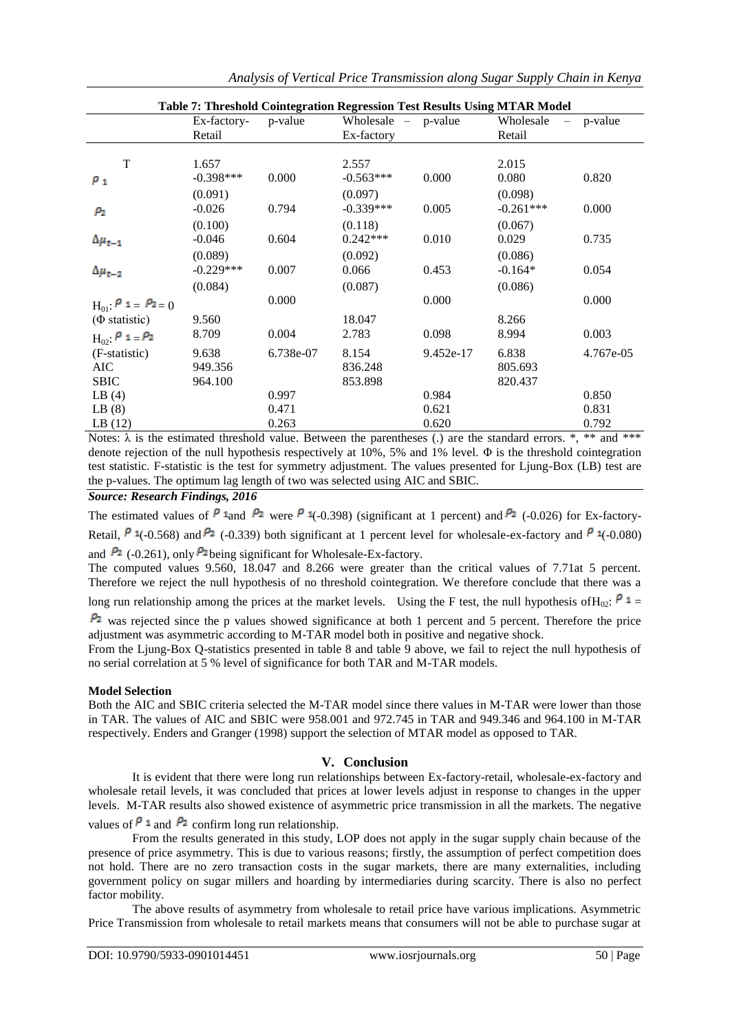**Table 7: Threshold Cointegration Regression Test Results Using MTAR Model**

| | Ex-factory-Retail | p-value | Wholesale – Ex-factory | p-value | Wholesale – Retail | p-value |
|---|---|---|---|---|---|---|
| T | 1.657 | | 2.557 | | 2.015 | |
| $\rho_1$ | -0.398*** | 0.000 | -0.563*** | 0.000 | 0.080 | 0.820 |
| | (0.091) | | (0.097) | | (0.098) | |
| $\rho_2$ | -0.026 | 0.794 | -0.339*** | 0.005 | -0.261*** | 0.000 |
| | (0.100) | | (0.118) | | (0.067) | |
| $\Delta\mu_{t-1}$ | -0.046 | 0.604 | 0.242*** | 0.010 | 0.029 | 0.735 |
| | (0.089) | | (0.092) | | (0.086) | |
| $\Delta\mu_{t-2}$ | -0.229*** | 0.007 | 0.066 | 0.453 | -0.164* | 0.054 |
| | (0.084) | | (0.087) | | (0.086) | |
| $H_{01}$: $\rho_1 = \rho_2 = 0$ | | 0.000 | | 0.000 | | 0.000 |
| (Φ statistic) | 9.560 | | 18.047 | | 8.266 | |
| $H_{02}$: $\rho_1 = \rho_2$ | 8.709 | 0.004 | 2.783 | 0.098 | 8.994 | 0.003 |
| (F-statistic) | 9.638 | 6.738e-07 | 8.154 | 9.452e-17 | 6.838 | 4.767e-05 |
| AIC | 949.356 | | 836.248 | | 805.693 | |
| SBIC | 964.100 | | 853.898 | | 820.437 | |
| LB (4) | | 0.997 | | 0.984 | | 0.850 |
| LB (8) | | 0.471 | | 0.621 | | 0.831 |
| LB (12) | | 0.263 | | 0.620 | | 0.792 |

Notes: λ is the estimated threshold value. Between the parentheses (.) are the standard errors. *, ** and *** denote rejection of the null hypothesis respectively at 10%, 5% and 1% level. Φ is the threshold cointegration test statistic. F-statistic is the test for symmetry adjustment. The values presented for Ljung-Box (LB) test are the p-values. The optimum lag length of two was selected using AIC and SBIC.

***Source: Research Findings, 2016***

The estimated values of $\rho_1$ and $\rho_2$ were $\rho_1$(-0.398) (significant at 1 percent) and $\rho_2$ (-0.026) for Ex-factory-Retail, $\rho_1$(-0.568) and $\rho_2$ (-0.339) both significant at 1 percent level for wholesale-ex-factory and $\rho_1$(-0.080) and $\rho_2$ (-0.261), only $\rho_2$ being significant for Wholesale-Ex-factory.

The computed values 9.560, 18.047 and 8.266 were greater than the critical values of 7.71at 5 percent. Therefore we reject the null hypothesis of no threshold cointegration. We therefore conclude that there was a long run relationship among the prices at the market levels. Using the F test, the null hypothesis of $H_{02}$: $\rho_1 = \rho_2$ was rejected since the p values showed significance at both 1 percent and 5 percent. Therefore the price adjustment was asymmetric according to M-TAR model both in positive and negative shock.

From the Ljung-Box Q-statistics presented in table 8 and table 9 above, we fail to reject the null hypothesis of no serial correlation at 5 % level of significance for both TAR and M-TAR models.

**Model Selection**

Both the AIC and SBIC criteria selected the M-TAR model since there values in M-TAR were lower than those in TAR. The values of AIC and SBIC were 958.001 and 972.745 in TAR and 949.346 and 964.100 in M-TAR respectively. Enders and Granger (1998) support the selection of MTAR model as opposed to TAR.

## V. Conclusion

It is evident that there were long run relationships between Ex-factory-retail, wholesale-ex-factory and wholesale retail levels, it was concluded that prices at lower levels adjust in response to changes in the upper levels. M-TAR results also showed existence of asymmetric price transmission in all the markets. The negative values of $\rho_1$ and $\rho_2$ confirm long run relationship.

From the results generated in this study, LOP does not apply in the sugar supply chain because of the presence of price asymmetry. This is due to various reasons; firstly, the assumption of perfect competition does not hold. There are no zero transaction costs in the sugar markets, there are many externalities, including government policy on sugar millers and hoarding by intermediaries during scarcity. There is also no perfect factor mobility.

The above results of asymmetry from wholesale to retail price have various implications. Asymmetric Price Transmission from wholesale to retail markets means that consumers will not be able to purchase sugar at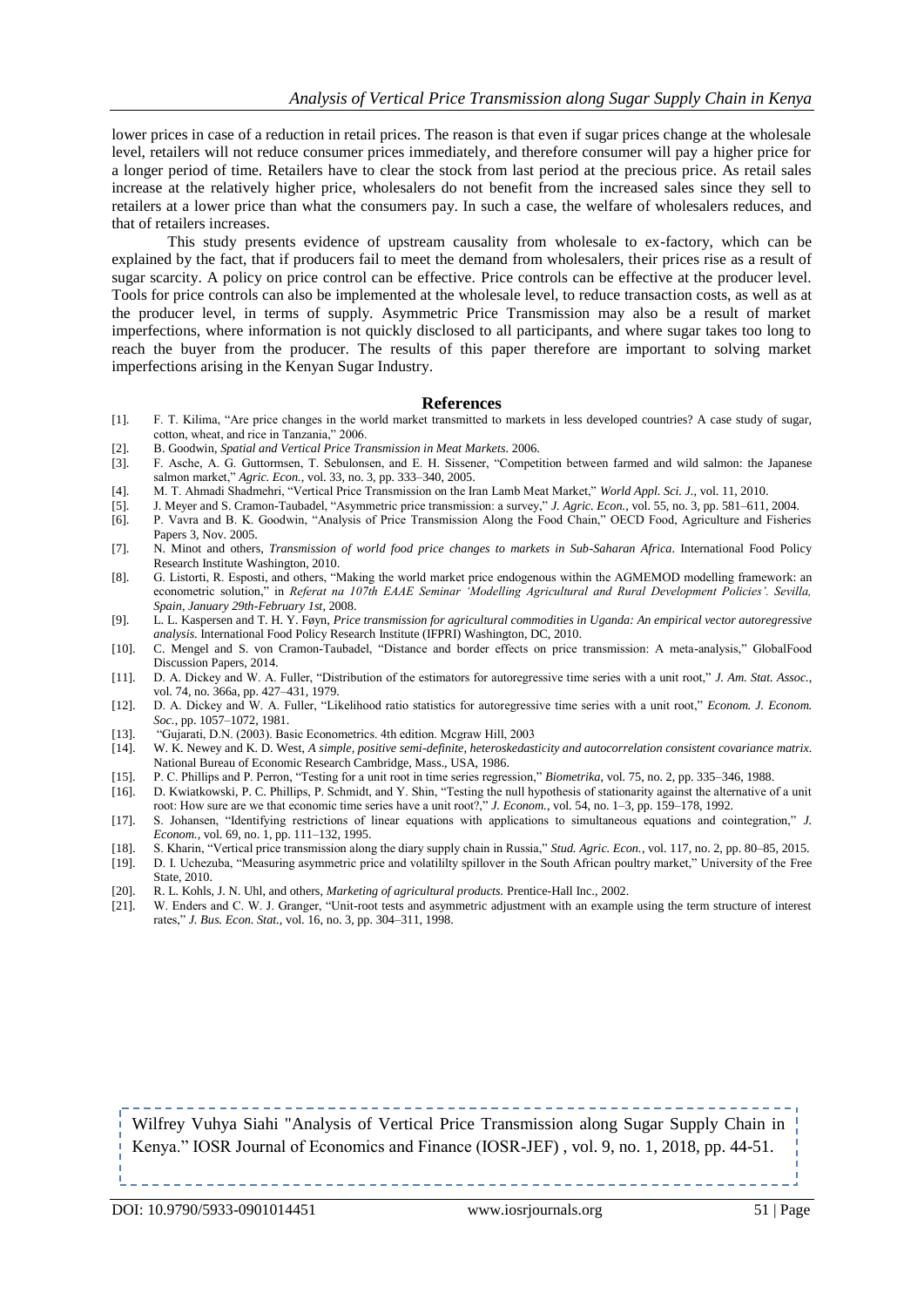lower prices in case of a reduction in retail prices. The reason is that even if sugar prices change at the wholesale level, retailers will not reduce consumer prices immediately, and therefore consumer will pay a higher price for a longer period of time. Retailers have to clear the stock from last period at the precious price. As retail sales increase at the relatively higher price, wholesalers do not benefit from the increased sales since they sell to retailers at a lower price than what the consumers pay. In such a case, the welfare of wholesalers reduces, and that of retailers increases.

This study presents evidence of upstream causality from wholesale to ex-factory, which can be explained by the fact, that if producers fail to meet the demand from wholesalers, their prices rise as a result of sugar scarcity. A policy on price control can be effective. Price controls can be effective at the producer level. Tools for price controls can also be implemented at the wholesale level, to reduce transaction costs, as well as at the producer level, in terms of supply. Asymmetric Price Transmission may also be a result of market imperfections, where information is not quickly disclosed to all participants, and where sugar takes too long to reach the buyer from the producer. The results of this paper therefore are important to solving market imperfections arising in the Kenyan Sugar Industry.

## References

[1]. F. T. Kilima, "Are price changes in the world market transmitted to markets in less developed countries? A case study of sugar, cotton, wheat, and rice in Tanzania," 2006.

[2]. B. Goodwin, *Spatial and Vertical Price Transmission in Meat Markets*. 2006.

[3]. F. Asche, A. G. Guttormsen, T. Sebulonsen, and E. H. Sissener, "Competition between farmed and wild salmon: the Japanese salmon market," *Agric. Econ.*, vol. 33, no. 3, pp. 333–340, 2005.

[4]. M. T. Ahmadi Shadmehri, "Vertical Price Transmission on the Iran Lamb Meat Market," *World Appl. Sci. J.*, vol. 11, 2010.

[5]. J. Meyer and S. Cramon-Taubadel, "Asymmetric price transmission: a survey," *J. Agric. Econ.*, vol. 55, no. 3, pp. 581–611, 2004.

[6]. P. Vavra and B. K. Goodwin, "Analysis of Price Transmission Along the Food Chain," OECD Food, Agriculture and Fisheries Papers 3, Nov. 2005.

[7]. N. Minot and others, *Transmission of world food price changes to markets in Sub-Saharan Africa*. International Food Policy Research Institute Washington, 2010.

[8]. G. Listorti, R. Esposti, and others, "Making the world market price endogenous within the AGMEMOD modelling framework: an econometric solution," in *Referat na 107th EAAE Seminar 'Modelling Agricultural and Rural Development Policies'. Sevilla, Spain, January 29th-February 1st*, 2008.

[9]. L. L. Kaspersen and T. H. Y. Føyn, *Price transmission for agricultural commodities in Uganda: An empirical vector autoregressive analysis*. International Food Policy Research Institute (IFPRI) Washington, DC, 2010.

[10]. C. Mengel and S. von Cramon-Taubadel, "Distance and border effects on price transmission: A meta-analysis," GlobalFood Discussion Papers, 2014.

[11]. D. A. Dickey and W. A. Fuller, "Distribution of the estimators for autoregressive time series with a unit root," *J. Am. Stat. Assoc.*, vol. 74, no. 366a, pp. 427–431, 1979.

[12]. D. A. Dickey and W. A. Fuller, "Likelihood ratio statistics for autoregressive time series with a unit root," *Econom. J. Econom. Soc.*, pp. 1057–1072, 1981.

[13]. "Gujarati, D.N. (2003). Basic Econometrics. 4th edition. Mcgraw Hill, 2003

[14]. W. K. Newey and K. D. West, *A simple, positive semi-definite, heteroskedasticity and autocorrelation consistent covariance matrix*. National Bureau of Economic Research Cambridge, Mass., USA, 1986.

[15]. P. C. Phillips and P. Perron, "Testing for a unit root in time series regression," *Biometrika*, vol. 75, no. 2, pp. 335–346, 1988.

[16]. D. Kwiatkowski, P. C. Phillips, P. Schmidt, and Y. Shin, "Testing the null hypothesis of stationarity against the alternative of a unit root: How sure are we that economic time series have a unit root?," *J. Econom.*, vol. 54, no. 1–3, pp. 159–178, 1992.

[17]. S. Johansen, "Identifying restrictions of linear equations with applications to simultaneous equations and cointegration," *J. Econom.*, vol. 69, no. 1, pp. 111–132, 1995.

[18]. S. Kharin, "Vertical price transmission along the diary supply chain in Russia," *Stud. Agric. Econ.*, vol. 117, no. 2, pp. 80–85, 2015.

[19]. D. I. Uchezuba, "Measuring asymmetric price and volatililty spillover in the South African poultry market," University of the Free State, 2010.

[20]. R. L. Kohls, J. N. Uhl, and others, *Marketing of agricultural products*. Prentice-Hall Inc., 2002.

[21]. W. Enders and C. W. J. Granger, "Unit-root tests and asymmetric adjustment with an example using the term structure of interest rates," *J. Bus. Econ. Stat.*, vol. 16, no. 3, pp. 304–311, 1998.

Wilfrey Vuhya Siahi "Analysis of Vertical Price Transmission along Sugar Supply Chain in Kenya." IOSR Journal of Economics and Finance (IOSR-JEF) , vol. 9, no. 1, 2018, pp. 44-51.